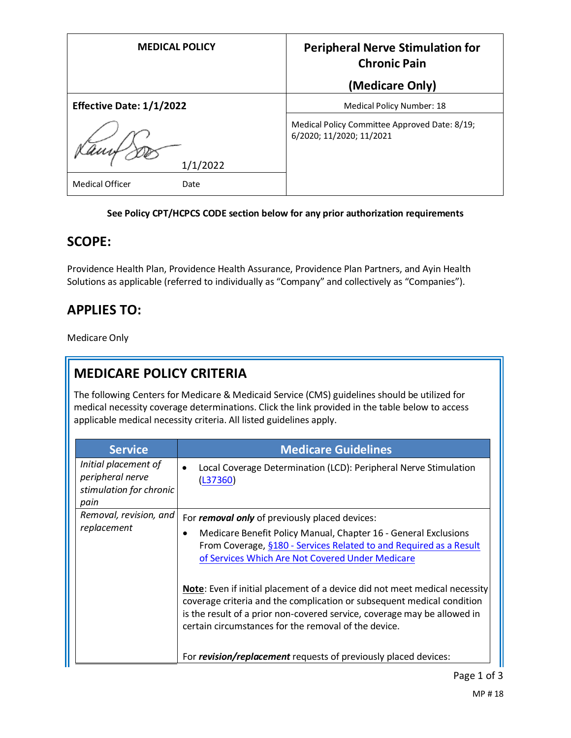| MEDICAL POLICY | Peripheral Nerve Stimulation for Chronic Pain (Medicare Only) |
| --- | --- |
| **Effective Date: 1/1/2022** | Medical Policy Number: 18 |
| 1/1/2022 | Medical Policy Committee Approved Date: 8/19; 6/2020; 11/2020; 11/2021 |
| Medical Officer Date | |

**See Policy CPT/HCPCS CODE section below for any prior authorization requirements**

## SCOPE:

Providence Health Plan, Providence Health Assurance, Providence Plan Partners, and Ayin Health Solutions as applicable (referred to individually as "Company" and collectively as "Companies").

## APPLIES TO:

Medicare Only

## MEDICARE POLICY CRITERIA

The following Centers for Medicare & Medicaid Service (CMS) guidelines should be utilized for medical necessity coverage determinations. Click the link provided in the table below to access applicable medical necessity criteria. All listed guidelines apply.

| Service | Medicare Guidelines |
| --- | --- |
| *Initial placement of peripheral nerve stimulation for chronic pain* | • Local Coverage Determination (LCD): Peripheral Nerve Stimulation (L37360) |
| *Removal, revision, and replacement* | For ***removal only*** of previously placed devices:<br>• Medicare Benefit Policy Manual, Chapter 16 - General Exclusions From Coverage, §180 - Services Related to and Required as a Result of Services Which Are Not Covered Under Medicare<br><br>**Note**: Even if initial placement of a device did not meet medical necessity coverage criteria and the complication or subsequent medical condition is the result of a prior non-covered service, coverage may be allowed in certain circumstances for the removal of the device.<br><br>For ***revision/replacement*** requests of previously placed devices: |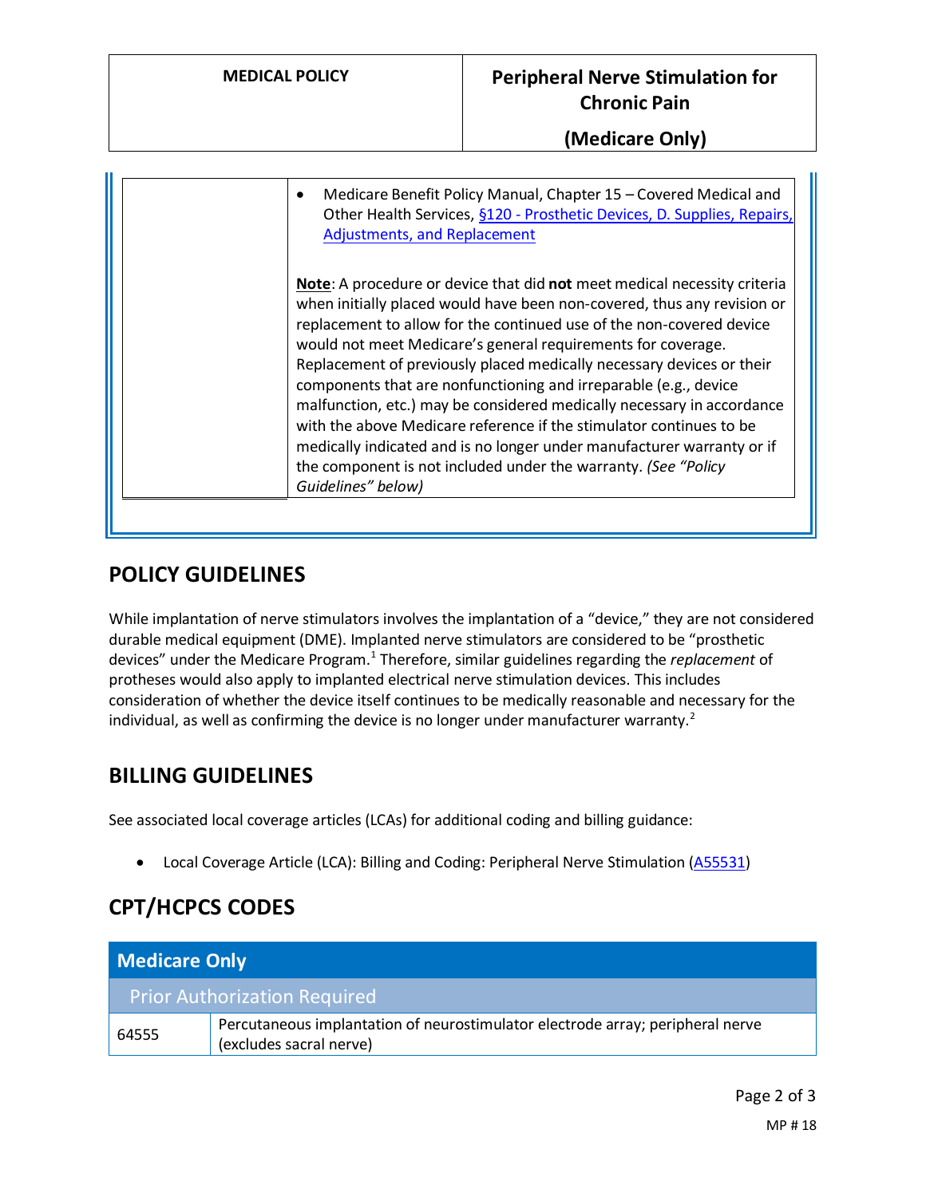| | |
|---|---|
| | • Medicare Benefit Policy Manual, Chapter 15 – Covered Medical and Other Health Services, §120 - Prosthetic Devices, D. Supplies, Repairs, Adjustments, and Replacement<br><br>**Note**: A procedure or device that did **not** meet medical necessity criteria when initially placed would have been non-covered, thus any revision or replacement to allow for the continued use of the non-covered device would not meet Medicare's general requirements for coverage. Replacement of previously placed medically necessary devices or their components that are nonfunctioning and irreparable (e.g., device malfunction, etc.) may be considered medically necessary in accordance with the above Medicare reference if the stimulator continues to be medically indicated and is no longer under manufacturer warranty or if the component is not included under the warranty. *(See "Policy Guidelines" below)* |

## POLICY GUIDELINES

While implantation of nerve stimulators involves the implantation of a "device," they are not considered durable medical equipment (DME). Implanted nerve stimulators are considered to be "prosthetic devices" under the Medicare Program.[1] Therefore, similar guidelines regarding the *replacement* of protheses would also apply to implanted electrical nerve stimulation devices. This includes consideration of whether the device itself continues to be medically reasonable and necessary for the individual, as well as confirming the device is no longer under manufacturer warranty.[2]

## BILLING GUIDELINES

See associated local coverage articles (LCAs) for additional coding and billing guidance:

- Local Coverage Article (LCA): Billing and Coding: Peripheral Nerve Stimulation (A55531)

## CPT/HCPCS CODES

| Medicare Only | |
|---|---|
| Prior Authorization Required | |
| 64555 | Percutaneous implantation of neurostimulator electrode array; peripheral nerve (excludes sacral nerve) |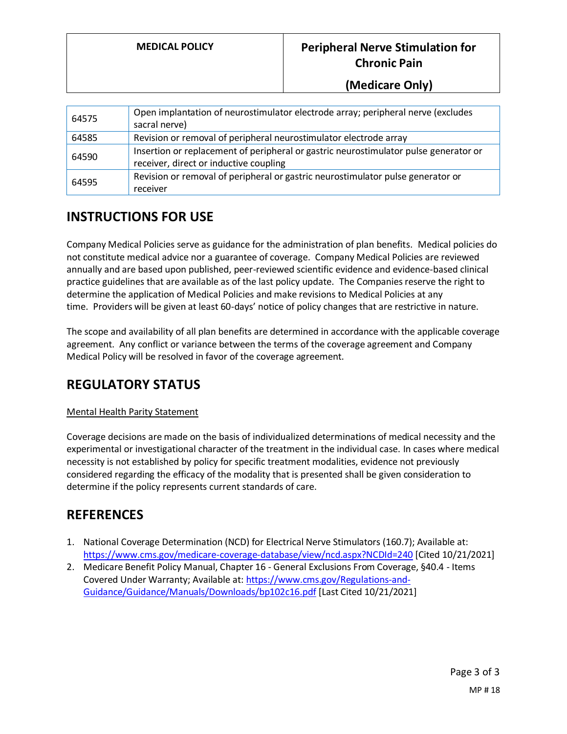| | |
|---|---|
| 64575 | Open implantation of neurostimulator electrode array; peripheral nerve (excludes sacral nerve) |
| 64585 | Revision or removal of peripheral neurostimulator electrode array |
| 64590 | Insertion or replacement of peripheral or gastric neurostimulator pulse generator or receiver, direct or inductive coupling |
| 64595 | Revision or removal of peripheral or gastric neurostimulator pulse generator or receiver |

## INSTRUCTIONS FOR USE

Company Medical Policies serve as guidance for the administration of plan benefits. Medical policies do not constitute medical advice nor a guarantee of coverage. Company Medical Policies are reviewed annually and are based upon published, peer-reviewed scientific evidence and evidence-based clinical practice guidelines that are available as of the last policy update. The Companies reserve the right to determine the application of Medical Policies and make revisions to Medical Policies at any time. Providers will be given at least 60-days' notice of policy changes that are restrictive in nature.

The scope and availability of all plan benefits are determined in accordance with the applicable coverage agreement. Any conflict or variance between the terms of the coverage agreement and Company Medical Policy will be resolved in favor of the coverage agreement.

## REGULATORY STATUS

Mental Health Parity Statement

Coverage decisions are made on the basis of individualized determinations of medical necessity and the experimental or investigational character of the treatment in the individual case. In cases where medical necessity is not established by policy for specific treatment modalities, evidence not previously considered regarding the efficacy of the modality that is presented shall be given consideration to determine if the policy represents current standards of care.

## REFERENCES

1. National Coverage Determination (NCD) for Electrical Nerve Stimulators (160.7); Available at: https://www.cms.gov/medicare-coverage-database/view/ncd.aspx?NCDId=240 [Cited 10/21/2021]
2. Medicare Benefit Policy Manual, Chapter 16 - General Exclusions From Coverage, §40.4 - Items Covered Under Warranty; Available at: https://www.cms.gov/Regulations-and-Guidance/Guidance/Manuals/Downloads/bp102c16.pdf [Last Cited 10/21/2021]